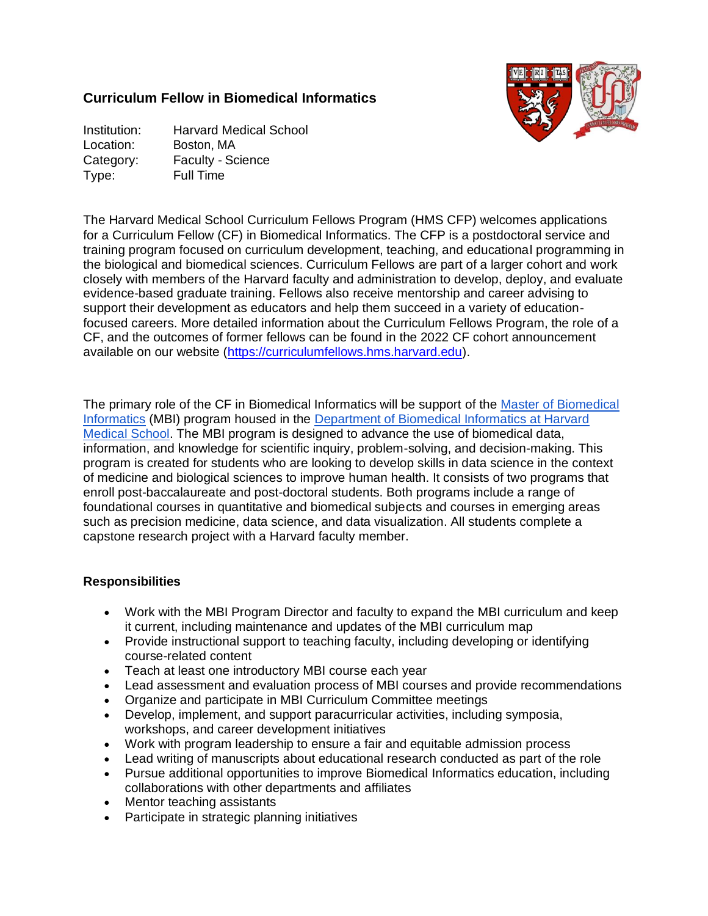## Curriculum Fellow in Biomedical Informatics

Institution: Harvard Medical School
Location: Boston, MA
Category: Faculty - Science
Type: Full Time

The Harvard Medical School Curriculum Fellows Program (HMS CFP) welcomes applications for a Curriculum Fellow (CF) in Biomedical Informatics. The CFP is a postdoctoral service and training program focused on curriculum development, teaching, and educational programming in the biological and biomedical sciences. Curriculum Fellows are part of a larger cohort and work closely with members of the Harvard faculty and administration to develop, deploy, and evaluate evidence-based graduate training. Fellows also receive mentorship and career advising to support their development as educators and help them succeed in a variety of education-focused careers. More detailed information about the Curriculum Fellows Program, the role of a CF, and the outcomes of former fellows can be found in the 2022 CF cohort announcement available on our website (https://curriculumfellows.hms.harvard.edu).

The primary role of the CF in Biomedical Informatics will be support of the Master of Biomedical Informatics (MBI) program housed in the Department of Biomedical Informatics at Harvard Medical School. The MBI program is designed to advance the use of biomedical data, information, and knowledge for scientific inquiry, problem-solving, and decision-making. This program is created for students who are looking to develop skills in data science in the context of medicine and biological sciences to improve human health. It consists of two programs that enroll post-baccalaureate and post-doctoral students. Both programs include a range of foundational courses in quantitative and biomedical subjects and courses in emerging areas such as precision medicine, data science, and data visualization. All students complete a capstone research project with a Harvard faculty member.

### Responsibilities

- Work with the MBI Program Director and faculty to expand the MBI curriculum and keep it current, including maintenance and updates of the MBI curriculum map
- Provide instructional support to teaching faculty, including developing or identifying course-related content
- Teach at least one introductory MBI course each year
- Lead assessment and evaluation process of MBI courses and provide recommendations
- Organize and participate in MBI Curriculum Committee meetings
- Develop, implement, and support paracurricular activities, including symposia, workshops, and career development initiatives
- Work with program leadership to ensure a fair and equitable admission process
- Lead writing of manuscripts about educational research conducted as part of the role
- Pursue additional opportunities to improve Biomedical Informatics education, including collaborations with other departments and affiliates
- Mentor teaching assistants
- Participate in strategic planning initiatives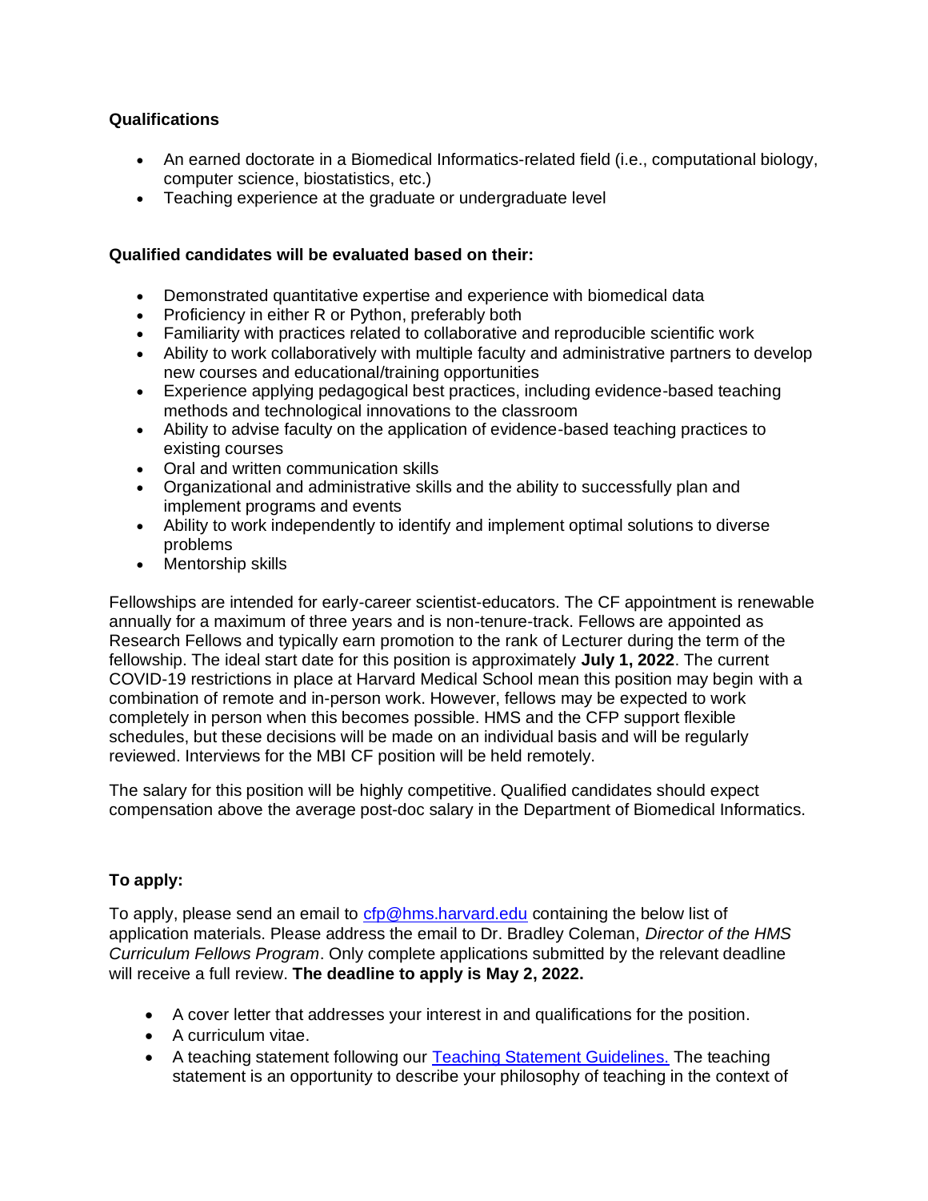**Qualifications**

- An earned doctorate in a Biomedical Informatics-related field (i.e., computational biology, computer science, biostatistics, etc.)
- Teaching experience at the graduate or undergraduate level

**Qualified candidates will be evaluated based on their:**

- Demonstrated quantitative expertise and experience with biomedical data
- Proficiency in either R or Python, preferably both
- Familiarity with practices related to collaborative and reproducible scientific work
- Ability to work collaboratively with multiple faculty and administrative partners to develop new courses and educational/training opportunities
- Experience applying pedagogical best practices, including evidence-based teaching methods and technological innovations to the classroom
- Ability to advise faculty on the application of evidence-based teaching practices to existing courses
- Oral and written communication skills
- Organizational and administrative skills and the ability to successfully plan and implement programs and events
- Ability to work independently to identify and implement optimal solutions to diverse problems
- Mentorship skills

Fellowships are intended for early-career scientist-educators. The CF appointment is renewable annually for a maximum of three years and is non-tenure-track. Fellows are appointed as Research Fellows and typically earn promotion to the rank of Lecturer during the term of the fellowship. The ideal start date for this position is approximately **July 1, 2022**. The current COVID-19 restrictions in place at Harvard Medical School mean this position may begin with a combination of remote and in-person work. However, fellows may be expected to work completely in person when this becomes possible. HMS and the CFP support flexible schedules, but these decisions will be made on an individual basis and will be regularly reviewed. Interviews for the MBI CF position will be held remotely.

The salary for this position will be highly competitive. Qualified candidates should expect compensation above the average post-doc salary in the Department of Biomedical Informatics.

**To apply:**

To apply, please send an email to [cfp@hms.harvard.edu](mailto:cfp@hms.harvard.edu) containing the below list of application materials. Please address the email to Dr. Bradley Coleman, *Director of the HMS Curriculum Fellows Program*. Only complete applications submitted by the relevant deadline will receive a full review. **The deadline to apply is May 2, 2022.**

- A cover letter that addresses your interest in and qualifications for the position.
- A curriculum vitae.
- A teaching statement following our [Teaching Statement Guidelines.]() The teaching statement is an opportunity to describe your philosophy of teaching in the context of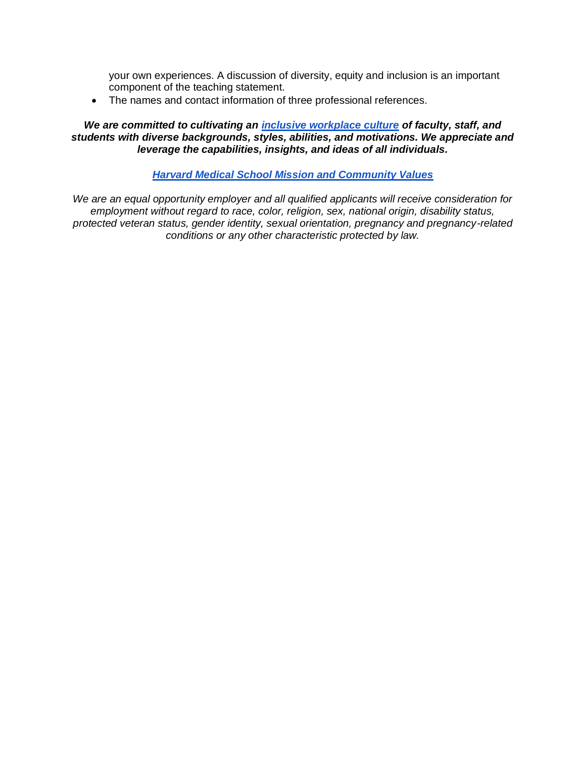your own experiences. A discussion of diversity, equity and inclusion is an important component of the teaching statement.

- The names and contact information of three professional references.

***We are committed to cultivating an [inclusive workplace culture]() of faculty, staff, and students with diverse backgrounds, styles, abilities, and motivations. We appreciate and leverage the capabilities, insights, and ideas of all individuals.***

***[Harvard Medical School Mission and Community Values]()***

*We are an equal opportunity employer and all qualified applicants will receive consideration for employment without regard to race, color, religion, sex, national origin, disability status, protected veteran status, gender identity, sexual orientation, pregnancy and pregnancy-related conditions or any other characteristic protected by law.*